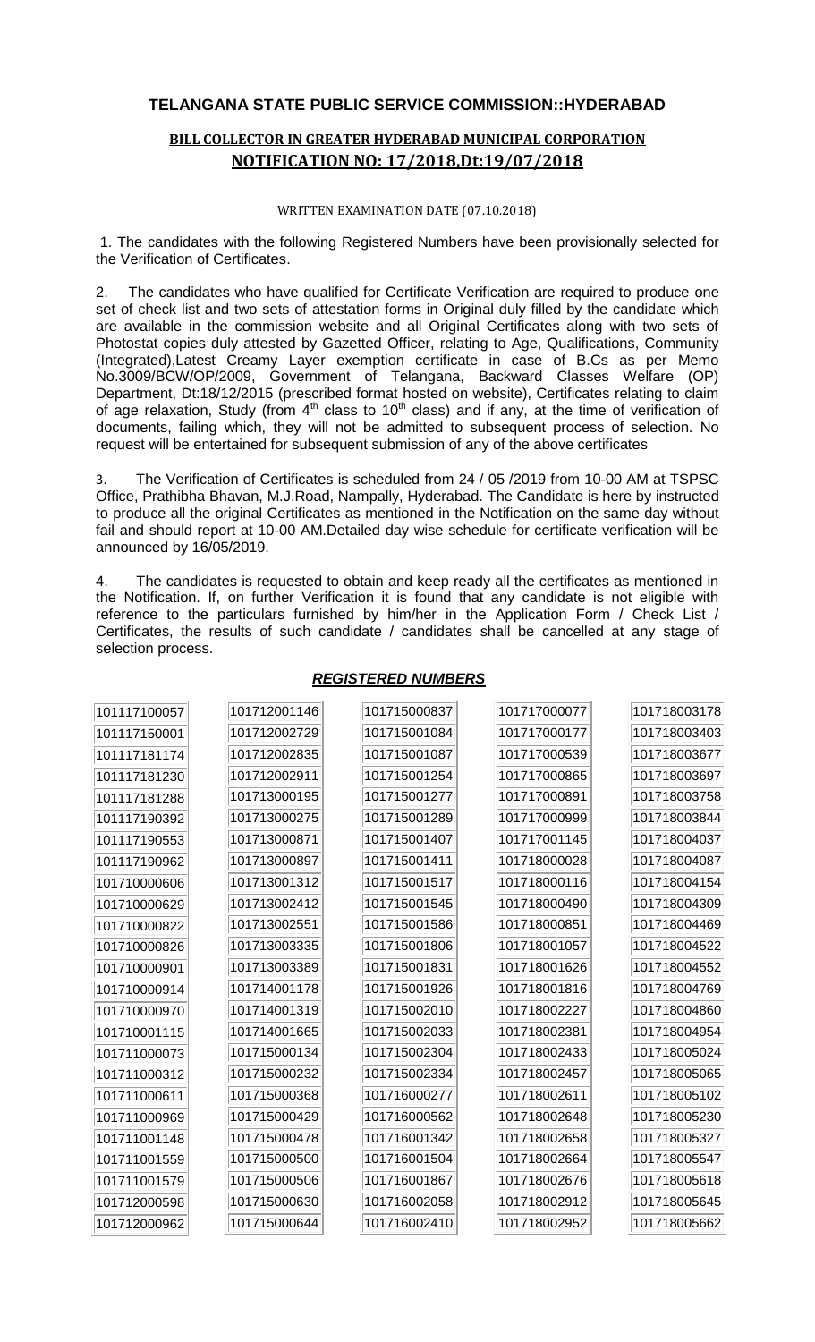## TELANGANA STATE PUBLIC SERVICE COMMISSION::HYDERABAD

### BILL COLLECTOR IN GREATER HYDERABAD MUNICIPAL CORPORATION

### NOTIFICATION NO: 17/2018,Dt:19/07/2018

WRITTEN EXAMINATION DATE (07.10.2018)

1. The candidates with the following Registered Numbers have been provisionally selected for the Verification of Certificates.

2. The candidates who have qualified for Certificate Verification are required to produce one set of check list and two sets of attestation forms in Original duly filled by the candidate which are available in the commission website and all Original Certificates along with two sets of Photostat copies duly attested by Gazetted Officer, relating to Age, Qualifications, Community (Integrated),Latest Creamy Layer exemption certificate in case of B.Cs as per Memo No.3009/BCW/OP/2009, Government of Telangana, Backward Classes Welfare (OP) Department, Dt:18/12/2015 (prescribed format hosted on website), Certificates relating to claim of age relaxation, Study (from 4th class to 10th class) and if any, at the time of verification of documents, failing which, they will not be admitted to subsequent process of selection. No request will be entertained for subsequent submission of any of the above certificates

3. The Verification of Certificates is scheduled from 24 / 05 /2019 from 10-00 AM at TSPSC Office, Prathibha Bhavan, M.J.Road, Nampally, Hyderabad. The Candidate is here by instructed to produce all the original Certificates as mentioned in the Notification on the same day without fail and should report at 10-00 AM.Detailed day wise schedule for certificate verification will be announced by 16/05/2019.

4. The candidates is requested to obtain and keep ready all the certificates as mentioned in the Notification. If, on further Verification it is found that any candidate is not eligible with reference to the particulars furnished by him/her in the Application Form / Check List / Certificates, the results of such candidate / candidates shall be cancelled at any stage of selection process.

***REGISTERED NUMBERS***

| | | | | |
|---|---|---|---|---|
| 101117100057 | 101712001146 | 101715000837 | 101717000077 | 101718003178 |
| 101117150001 | 101712002729 | 101715001084 | 101717000177 | 101718003403 |
| 101117181174 | 101712002835 | 101715001087 | 101717000539 | 101718003677 |
| 101117181230 | 101712002911 | 101715001254 | 101717000865 | 101718003697 |
| 101117181288 | 101713000195 | 101715001277 | 101717000891 | 101718003758 |
| 101117190392 | 101713000275 | 101715001289 | 101717000999 | 101718003844 |
| 101117190553 | 101713000871 | 101715001407 | 101717001145 | 101718004037 |
| 101117190962 | 101713000897 | 101715001411 | 101718000028 | 101718004087 |
| 101710000606 | 101713001312 | 101715001517 | 101718000116 | 101718004154 |
| 101710000629 | 101713002412 | 101715001545 | 101718000490 | 101718004309 |
| 101710000822 | 101713002551 | 101715001586 | 101718000851 | 101718004469 |
| 101710000826 | 101713003335 | 101715001806 | 101718001057 | 101718004522 |
| 101710000901 | 101713003389 | 101715001831 | 101718001626 | 101718004552 |
| 101710000914 | 101714001178 | 101715001926 | 101718001816 | 101718004769 |
| 101710000970 | 101714001319 | 101715002010 | 101718002227 | 101718004860 |
| 101710001115 | 101714001665 | 101715002033 | 101718002381 | 101718004954 |
| 101711000073 | 101715000134 | 101715002304 | 101718002433 | 101718005024 |
| 101711000312 | 101715000232 | 101715002334 | 101718002457 | 101718005065 |
| 101711000611 | 101715000368 | 101716000277 | 101718002611 | 101718005102 |
| 101711000969 | 101715000429 | 101716000562 | 101718002648 | 101718005230 |
| 101711001148 | 101715000478 | 101716001342 | 101718002658 | 101718005327 |
| 101711001559 | 101715000500 | 101716001504 | 101718002664 | 101718005547 |
| 101711001579 | 101715000506 | 101716001867 | 101718002676 | 101718005618 |
| 101712000598 | 101715000630 | 101716002058 | 101718002912 | 101718005645 |
| 101712000962 | 101715000644 | 101716002410 | 101718002952 | 101718005662 |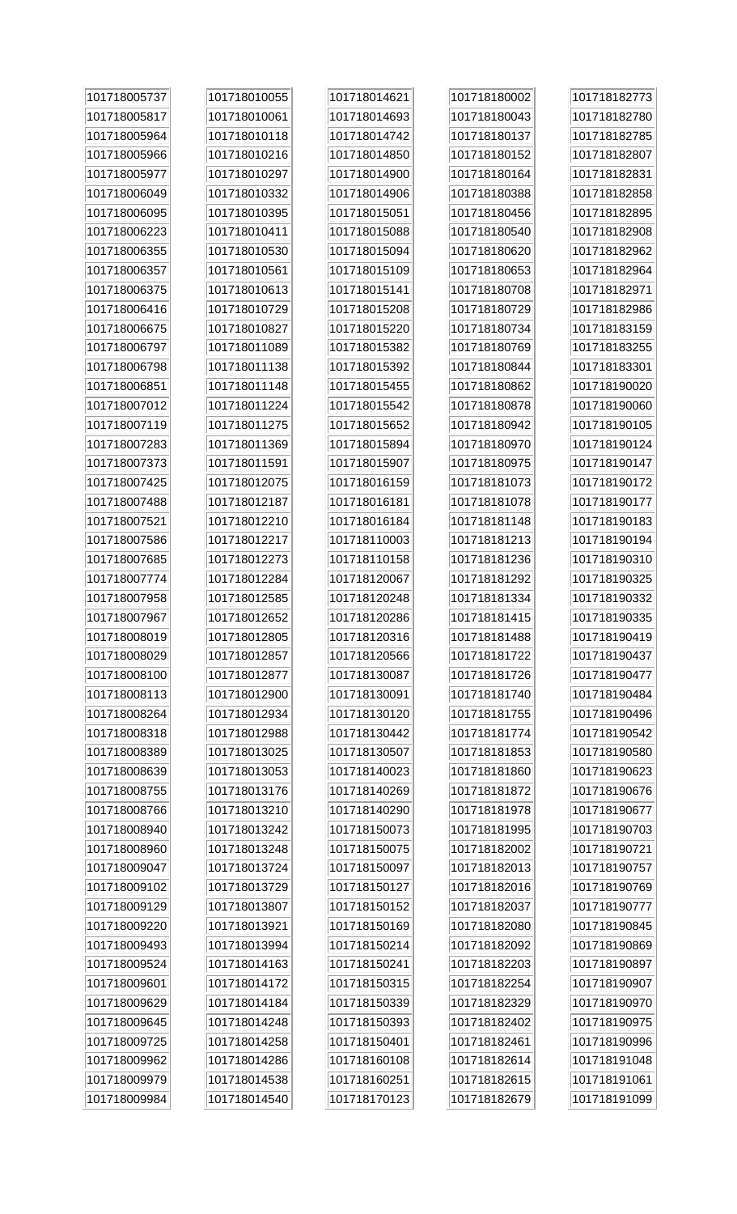| | | | | |
|---|---|---|---|---|
| 101718005737 | 101718010055 | 101718014621 | 101718180002 | 101718182773 |
| 101718005817 | 101718010061 | 101718014693 | 101718180043 | 101718182780 |
| 101718005964 | 101718010118 | 101718014742 | 101718180137 | 101718182785 |
| 101718005966 | 101718010216 | 101718014850 | 101718180152 | 101718182807 |
| 101718005977 | 101718010297 | 101718014900 | 101718180164 | 101718182831 |
| 101718006049 | 101718010332 | 101718014906 | 101718180388 | 101718182858 |
| 101718006095 | 101718010395 | 101718015051 | 101718180456 | 101718182895 |
| 101718006223 | 101718010411 | 101718015088 | 101718180540 | 101718182908 |
| 101718006355 | 101718010530 | 101718015094 | 101718180620 | 101718182962 |
| 101718006357 | 101718010561 | 101718015109 | 101718180653 | 101718182964 |
| 101718006375 | 101718010613 | 101718015141 | 101718180708 | 101718182971 |
| 101718006416 | 101718010729 | 101718015208 | 101718180729 | 101718182986 |
| 101718006675 | 101718010827 | 101718015220 | 101718180734 | 101718183159 |
| 101718006797 | 101718011089 | 101718015382 | 101718180769 | 101718183255 |
| 101718006798 | 101718011138 | 101718015392 | 101718180844 | 101718183301 |
| 101718006851 | 101718011148 | 101718015455 | 101718180862 | 101718190020 |
| 101718007012 | 101718011224 | 101718015542 | 101718180878 | 101718190060 |
| 101718007119 | 101718011275 | 101718015652 | 101718180942 | 101718190105 |
| 101718007283 | 101718011369 | 101718015894 | 101718180970 | 101718190124 |
| 101718007373 | 101718011591 | 101718015907 | 101718180975 | 101718190147 |
| 101718007425 | 101718012075 | 101718016159 | 101718181073 | 101718190172 |
| 101718007488 | 101718012187 | 101718016181 | 101718181078 | 101718190177 |
| 101718007521 | 101718012210 | 101718016184 | 101718181148 | 101718190183 |
| 101718007586 | 101718012217 | 101718110003 | 101718181213 | 101718190194 |
| 101718007685 | 101718012273 | 101718110158 | 101718181236 | 101718190310 |
| 101718007774 | 101718012284 | 101718120067 | 101718181292 | 101718190325 |
| 101718007958 | 101718012585 | 101718120248 | 101718181334 | 101718190332 |
| 101718007967 | 101718012652 | 101718120286 | 101718181415 | 101718190335 |
| 101718008019 | 101718012805 | 101718120316 | 101718181488 | 101718190419 |
| 101718008029 | 101718012857 | 101718120566 | 101718181722 | 101718190437 |
| 101718008100 | 101718012877 | 101718130087 | 101718181726 | 101718190477 |
| 101718008113 | 101718012900 | 101718130091 | 101718181740 | 101718190484 |
| 101718008264 | 101718012934 | 101718130120 | 101718181755 | 101718190496 |
| 101718008318 | 101718012988 | 101718130442 | 101718181774 | 101718190542 |
| 101718008389 | 101718013025 | 101718130507 | 101718181853 | 101718190580 |
| 101718008639 | 101718013053 | 101718140023 | 101718181860 | 101718190623 |
| 101718008755 | 101718013176 | 101718140269 | 101718181872 | 101718190676 |
| 101718008766 | 101718013210 | 101718140290 | 101718181978 | 101718190677 |
| 101718008940 | 101718013242 | 101718150073 | 101718181995 | 101718190703 |
| 101718008960 | 101718013248 | 101718150075 | 101718182002 | 101718190721 |
| 101718009047 | 101718013724 | 101718150097 | 101718182013 | 101718190757 |
| 101718009102 | 101718013729 | 101718150127 | 101718182016 | 101718190769 |
| 101718009129 | 101718013807 | 101718150152 | 101718182037 | 101718190777 |
| 101718009220 | 101718013921 | 101718150169 | 101718182080 | 101718190845 |
| 101718009493 | 101718013994 | 101718150214 | 101718182092 | 101718190869 |
| 101718009524 | 101718014163 | 101718150241 | 101718182203 | 101718190897 |
| 101718009601 | 101718014172 | 101718150315 | 101718182254 | 101718190907 |
| 101718009629 | 101718014184 | 101718150339 | 101718182329 | 101718190970 |
| 101718009645 | 101718014248 | 101718150393 | 101718182402 | 101718190975 |
| 101718009725 | 101718014258 | 101718150401 | 101718182461 | 101718190996 |
| 101718009962 | 101718014286 | 101718160108 | 101718182614 | 101718191048 |
| 101718009979 | 101718014538 | 101718160251 | 101718182615 | 101718191061 |
| 101718009984 | 101718014540 | 101718170123 | 101718182679 | 101718191099 |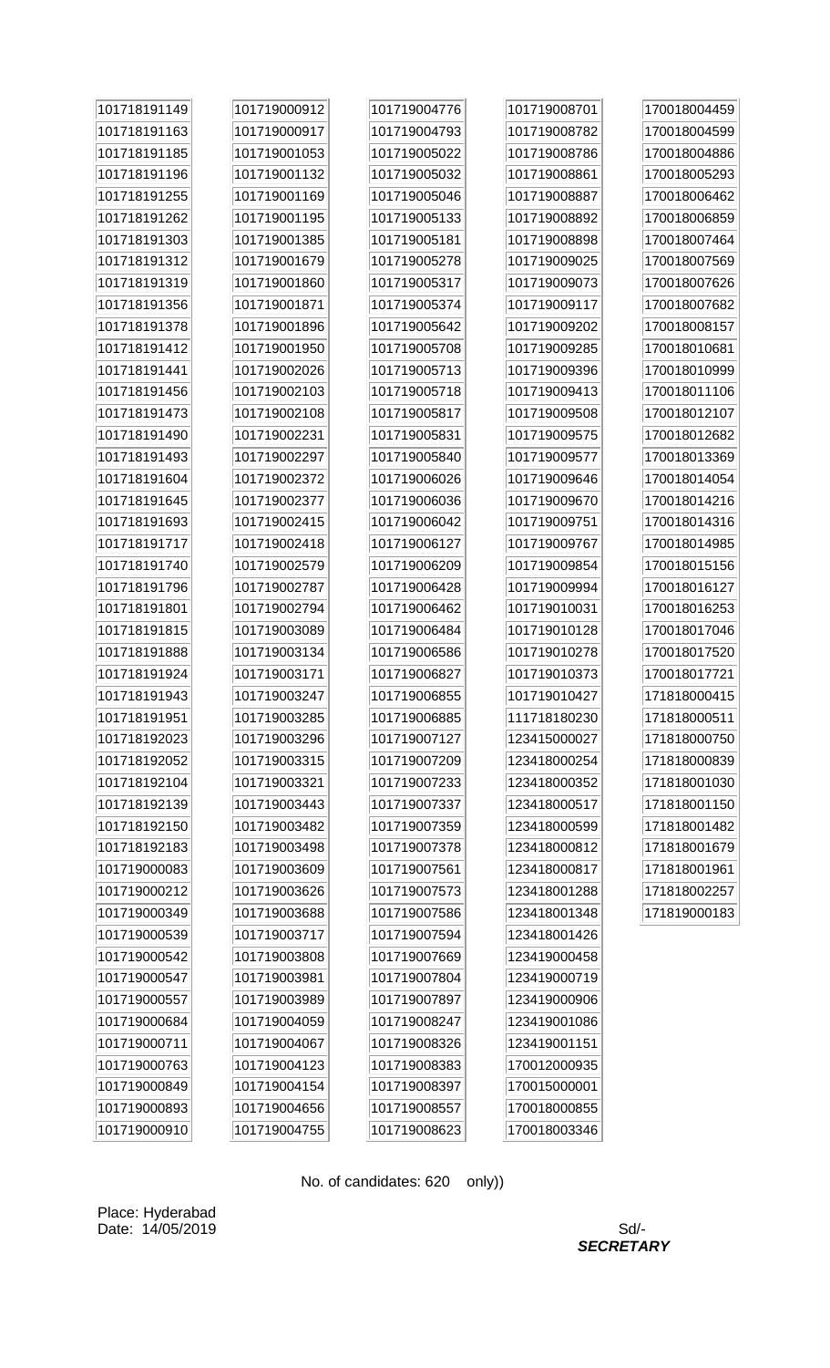| | | | | |
|---|---|---|---|---|
| 101718191149 | 101719000912 | 101719004776 | 101719008701 | 170018004459 |
| 101718191163 | 101719000917 | 101719004793 | 101719008782 | 170018004599 |
| 101718191185 | 101719001053 | 101719005022 | 101719008786 | 170018004886 |
| 101718191196 | 101719001132 | 101719005032 | 101719008861 | 170018005293 |
| 101718191255 | 101719001169 | 101719005046 | 101719008887 | 170018006462 |
| 101718191262 | 101719001195 | 101719005133 | 101719008892 | 170018006859 |
| 101718191303 | 101719001385 | 101719005181 | 101719008898 | 170018007464 |
| 101718191312 | 101719001679 | 101719005278 | 101719009025 | 170018007569 |
| 101718191319 | 101719001860 | 101719005317 | 101719009073 | 170018007626 |
| 101718191356 | 101719001871 | 101719005374 | 101719009117 | 170018007682 |
| 101718191378 | 101719001896 | 101719005642 | 101719009202 | 170018008157 |
| 101718191412 | 101719001950 | 101719005708 | 101719009285 | 170018010681 |
| 101718191441 | 101719002026 | 101719005713 | 101719009396 | 170018010999 |
| 101718191456 | 101719002103 | 101719005718 | 101719009413 | 170018011106 |
| 101718191473 | 101719002108 | 101719005817 | 101719009508 | 170018012107 |
| 101718191490 | 101719002231 | 101719005831 | 101719009575 | 170018012682 |
| 101718191493 | 101719002297 | 101719005840 | 101719009577 | 170018013369 |
| 101718191604 | 101719002372 | 101719006026 | 101719009646 | 170018014054 |
| 101718191645 | 101719002377 | 101719006036 | 101719009670 | 170018014216 |
| 101718191693 | 101719002415 | 101719006042 | 101719009751 | 170018014316 |
| 101718191717 | 101719002418 | 101719006127 | 101719009767 | 170018014985 |
| 101718191740 | 101719002579 | 101719006209 | 101719009854 | 170018015156 |
| 101718191796 | 101719002787 | 101719006428 | 101719009994 | 170018016127 |
| 101718191801 | 101719002794 | 101719006462 | 101719010031 | 170018016253 |
| 101718191815 | 101719003089 | 101719006484 | 101719010128 | 170018017046 |
| 101718191888 | 101719003134 | 101719006586 | 101719010278 | 170018017520 |
| 101718191924 | 101719003171 | 101719006827 | 101719010373 | 170018017721 |
| 101718191943 | 101719003247 | 101719006855 | 101719010427 | 171818000415 |
| 101718191951 | 101719003285 | 101719006885 | 111718180230 | 171818000511 |
| 101718192023 | 101719003296 | 101719007127 | 123415000027 | 171818000750 |
| 101718192052 | 101719003315 | 101719007209 | 123418000254 | 171818000839 |
| 101718192104 | 101719003321 | 101719007233 | 123418000352 | 171818001030 |
| 101718192139 | 101719003443 | 101719007337 | 123418000517 | 171818001150 |
| 101718192150 | 101719003482 | 101719007359 | 123418000599 | 171818001482 |
| 101718192183 | 101719003498 | 101719007378 | 123418000812 | 171818001679 |
| 101719000083 | 101719003609 | 101719007561 | 123418000817 | 171818001961 |
| 101719000212 | 101719003626 | 101719007573 | 123418001288 | 171818002257 |
| 101719000349 | 101719003688 | 101719007586 | 123418001348 | 171819000183 |
| 101719000539 | 101719003717 | 101719007594 | 123418001426 | |
| 101719000542 | 101719003808 | 101719007669 | 123419000458 | |
| 101719000547 | 101719003981 | 101719007804 | 123419000719 | |
| 101719000557 | 101719003989 | 101719007897 | 123419000906 | |
| 101719000684 | 101719004059 | 101719008247 | 123419001086 | |
| 101719000711 | 101719004067 | 101719008326 | 123419001151 | |
| 101719000763 | 101719004123 | 101719008383 | 170012000935 | |
| 101719000849 | 101719004154 | 101719008397 | 170015000001 | |
| 101719000893 | 101719004656 | 101719008557 | 170018000855 | |
| 101719000910 | 101719004755 | 101719008623 | 170018003346 | |

No. of candidates: 620 only))

Place: Hyderabad
Date: 14/05/2019

Sd/-
***SECRETARY***